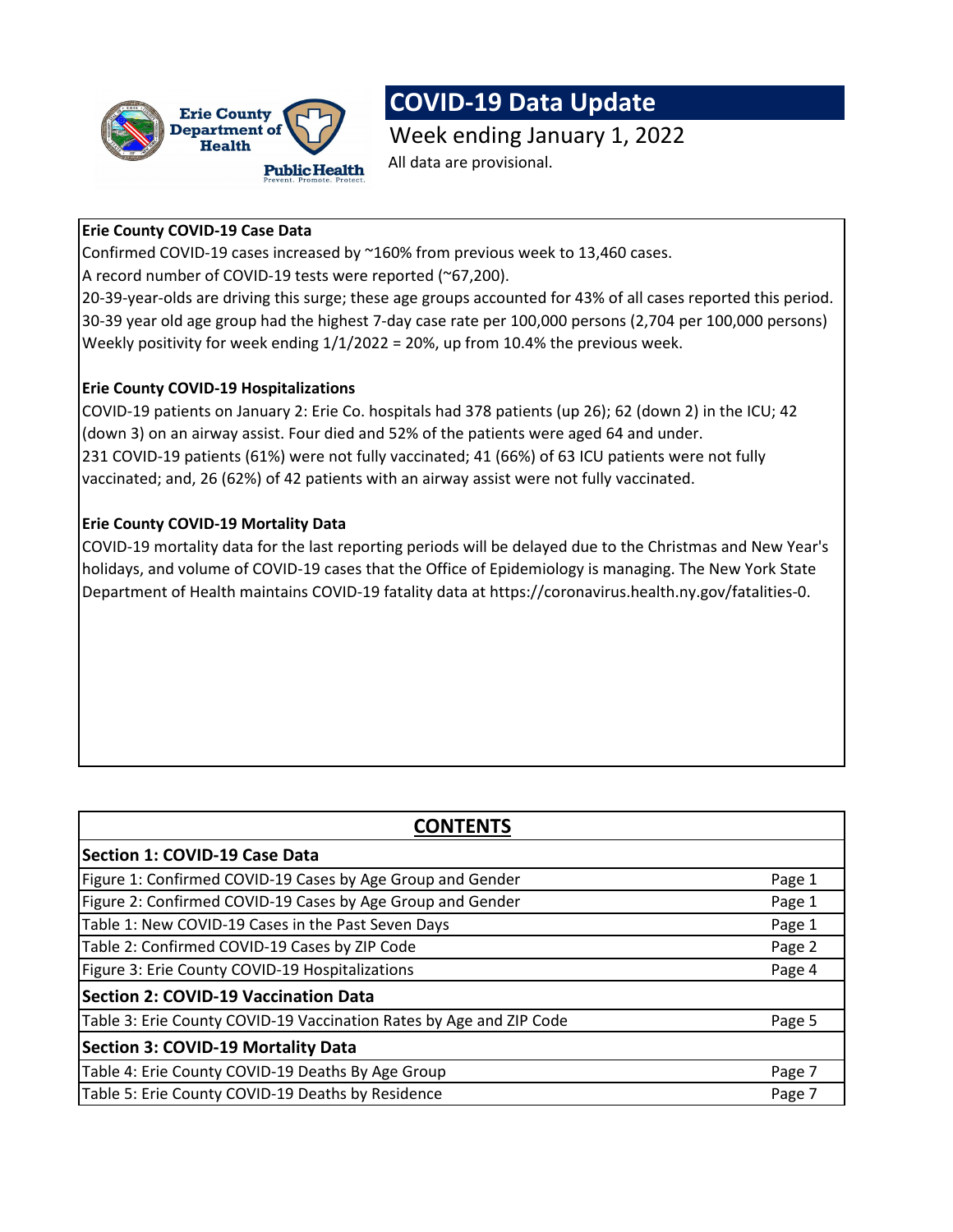# COVID-19 Data Update

Week ending January 1, 2022

All data are provisional.

**Erie County COVID-19 Case Data**

Confirmed COVID-19 cases increased by ~160% from previous week to 13,460 cases.
A record number of COVID-19 tests were reported (~67,200).
20-39-year-olds are driving this surge; these age groups accounted for 43% of all cases reported this period.
30-39 year old age group had the highest 7-day case rate per 100,000 persons (2,704 per 100,000 persons)
Weekly positivity for week ending 1/1/2022 = 20%, up from 10.4% the previous week.

**Erie County COVID-19 Hospitalizations**

COVID-19 patients on January 2: Erie Co. hospitals had 378 patients (up 26); 62 (down 2) in the ICU; 42 (down 3) on an airway assist. Four died and 52% of the patients were aged 64 and under.
231 COVID-19 patients (61%) were not fully vaccinated; 41 (66%) of 63 ICU patients were not fully vaccinated; and, 26 (62%) of 42 patients with an airway assist were not fully vaccinated.

**Erie County COVID-19 Mortality Data**

COVID-19 mortality data for the last reporting periods will be delayed due to the Christmas and New Year's holidays, and volume of COVID-19 cases that the Office of Epidemiology is managing. The New York State Department of Health maintains COVID-19 fatality data at https://coronavirus.health.ny.gov/fatalities-0.

## CONTENTS

| Section 1: COVID-19 Case Data | |
|---|---|
| Figure 1: Confirmed COVID-19 Cases by Age Group and Gender | Page 1 |
| Figure 2: Confirmed COVID-19 Cases by Age Group and Gender | Page 1 |
| Table 1: New COVID-19 Cases in the Past Seven Days | Page 1 |
| Table 2: Confirmed COVID-19 Cases by ZIP Code | Page 2 |
| Figure 3: Erie County COVID-19 Hospitalizations | Page 4 |
| **Section 2: COVID-19 Vaccination Data** | |
| Table 3: Erie County COVID-19 Vaccination Rates by Age and ZIP Code | Page 5 |
| **Section 3: COVID-19 Mortality Data** | |
| Table 4: Erie County COVID-19 Deaths By Age Group | Page 7 |
| Table 5: Erie County COVID-19 Deaths by Residence | Page 7 |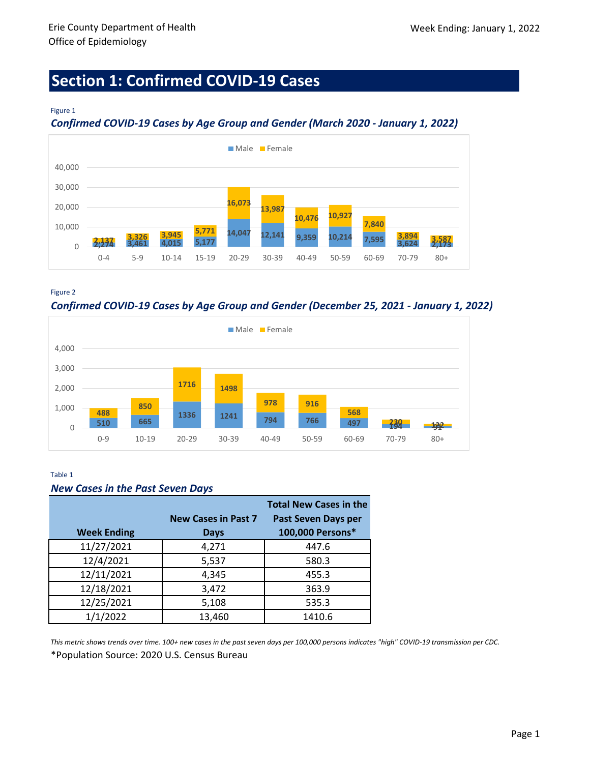Erie County Department of Health
Office of Epidemiology

Week Ending: January 1, 2022

# Section 1: Confirmed COVID-19 Cases

Figure 1

*Confirmed COVID-19 Cases by Age Group and Gender (March 2020 - January 1, 2022)*

| Age Group | Male | Female |
|---|---|---|
| 0-4 | 2,274 | 2,137 |
| 5-9 | 3,461 | 3,326 |
| 10-14 | 4,015 | 3,945 |
| 15-19 | 5,177 | 5,771 |
| 20-29 | 14,047 | 16,073 |
| 30-39 | 12,141 | 13,987 |
| 40-49 | 9,359 | 10,476 |
| 50-59 | 10,214 | 10,927 |
| 60-69 | 7,595 | 7,840 |
| 70-79 | 3,624 | 3,894 |
| 80+ | 2,173 | 3,587 |

Figure 2

*Confirmed COVID-19 Cases by Age Group and Gender (December 25, 2021 - January 1, 2022)*

| Age Group | Male | Female |
|---|---|---|
| 0-9 | 510 | 488 |
| 10-19 | 665 | 850 |
| 20-29 | 1336 | 1716 |
| 30-39 | 1241 | 1498 |
| 40-49 | 794 | 978 |
| 50-59 | 766 | 916 |
| 60-69 | 497 | 568 |
| 70-79 | 194 | 230 |
| 80+ | 91 | 132 |

Table 1

*New Cases in the Past Seven Days*

| Week Ending | New Cases in Past 7 Days | Total New Cases in the Past Seven Days per 100,000 Persons* |
|---|---|---|
| 11/27/2021 | 4,271 | 447.6 |
| 12/4/2021 | 5,537 | 580.3 |
| 12/11/2021 | 4,345 | 455.3 |
| 12/18/2021 | 3,472 | 363.9 |
| 12/25/2021 | 5,108 | 535.3 |
| 1/1/2022 | 13,460 | 1410.6 |

*This metric shows trends over time. 100+ new cases in the past seven days per 100,000 persons indicates "high" COVID-19 transmission per CDC.*

*Population Source: 2020 U.S. Census Bureau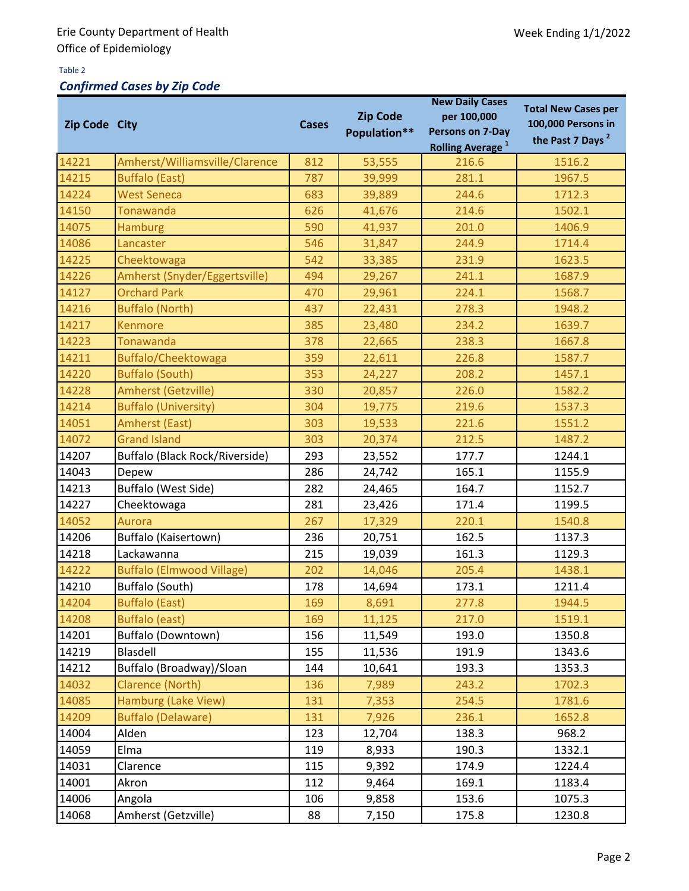Erie County Department of Health
Office of Epidemiology

Week Ending 1/1/2022

Table 2

***Confirmed Cases by Zip Code***

| Zip Code | City | Cases | Zip Code Population** | New Daily Cases per 100,000 Persons on 7-Day Rolling Average [1] | Total New Cases per 100,000 Persons in the Past 7 Days [2] |
|---|---|---|---|---|---|
| 14221 | Amherst/Williamsville/Clarence | 812 | 53,555 | 216.6 | 1516.2 |
| 14215 | Buffalo (East) | 787 | 39,999 | 281.1 | 1967.5 |
| 14224 | West Seneca | 683 | 39,889 | 244.6 | 1712.3 |
| 14150 | Tonawanda | 626 | 41,676 | 214.6 | 1502.1 |
| 14075 | Hamburg | 590 | 41,937 | 201.0 | 1406.9 |
| 14086 | Lancaster | 546 | 31,847 | 244.9 | 1714.4 |
| 14225 | Cheektowaga | 542 | 33,385 | 231.9 | 1623.5 |
| 14226 | Amherst (Snyder/Eggertsville) | 494 | 29,267 | 241.1 | 1687.9 |
| 14127 | Orchard Park | 470 | 29,961 | 224.1 | 1568.7 |
| 14216 | Buffalo (North) | 437 | 22,431 | 278.3 | 1948.2 |
| 14217 | Kenmore | 385 | 23,480 | 234.2 | 1639.7 |
| 14223 | Tonawanda | 378 | 22,665 | 238.3 | 1667.8 |
| 14211 | Buffalo/Cheektowaga | 359 | 22,611 | 226.8 | 1587.7 |
| 14220 | Buffalo (South) | 353 | 24,227 | 208.2 | 1457.1 |
| 14228 | Amherst (Getzville) | 330 | 20,857 | 226.0 | 1582.2 |
| 14214 | Buffalo (University) | 304 | 19,775 | 219.6 | 1537.3 |
| 14051 | Amherst (East) | 303 | 19,533 | 221.6 | 1551.2 |
| 14072 | Grand Island | 303 | 20,374 | 212.5 | 1487.2 |
| 14207 | Buffalo (Black Rock/Riverside) | 293 | 23,552 | 177.7 | 1244.1 |
| 14043 | Depew | 286 | 24,742 | 165.1 | 1155.9 |
| 14213 | Buffalo (West Side) | 282 | 24,465 | 164.7 | 1152.7 |
| 14227 | Cheektowaga | 281 | 23,426 | 171.4 | 1199.5 |
| 14052 | Aurora | 267 | 17,329 | 220.1 | 1540.8 |
| 14206 | Buffalo (Kaisertown) | 236 | 20,751 | 162.5 | 1137.3 |
| 14218 | Lackawanna | 215 | 19,039 | 161.3 | 1129.3 |
| 14222 | Buffalo (Elmwood Village) | 202 | 14,046 | 205.4 | 1438.1 |
| 14210 | Buffalo (South) | 178 | 14,694 | 173.1 | 1211.4 |
| 14204 | Buffalo (East) | 169 | 8,691 | 277.8 | 1944.5 |
| 14208 | Buffalo (east) | 169 | 11,125 | 217.0 | 1519.1 |
| 14201 | Buffalo (Downtown) | 156 | 11,549 | 193.0 | 1350.8 |
| 14219 | Blasdell | 155 | 11,536 | 191.9 | 1343.6 |
| 14212 | Buffalo (Broadway)/Sloan | 144 | 10,641 | 193.3 | 1353.3 |
| 14032 | Clarence (North) | 136 | 7,989 | 243.2 | 1702.3 |
| 14085 | Hamburg (Lake View) | 131 | 7,353 | 254.5 | 1781.6 |
| 14209 | Buffalo (Delaware) | 131 | 7,926 | 236.1 | 1652.8 |
| 14004 | Alden | 123 | 12,704 | 138.3 | 968.2 |
| 14059 | Elma | 119 | 8,933 | 190.3 | 1332.1 |
| 14031 | Clarence | 115 | 9,392 | 174.9 | 1224.4 |
| 14001 | Akron | 112 | 9,464 | 169.1 | 1183.4 |
| 14006 | Angola | 106 | 9,858 | 153.6 | 1075.3 |
| 14068 | Amherst (Getzville) | 88 | 7,150 | 175.8 | 1230.8 |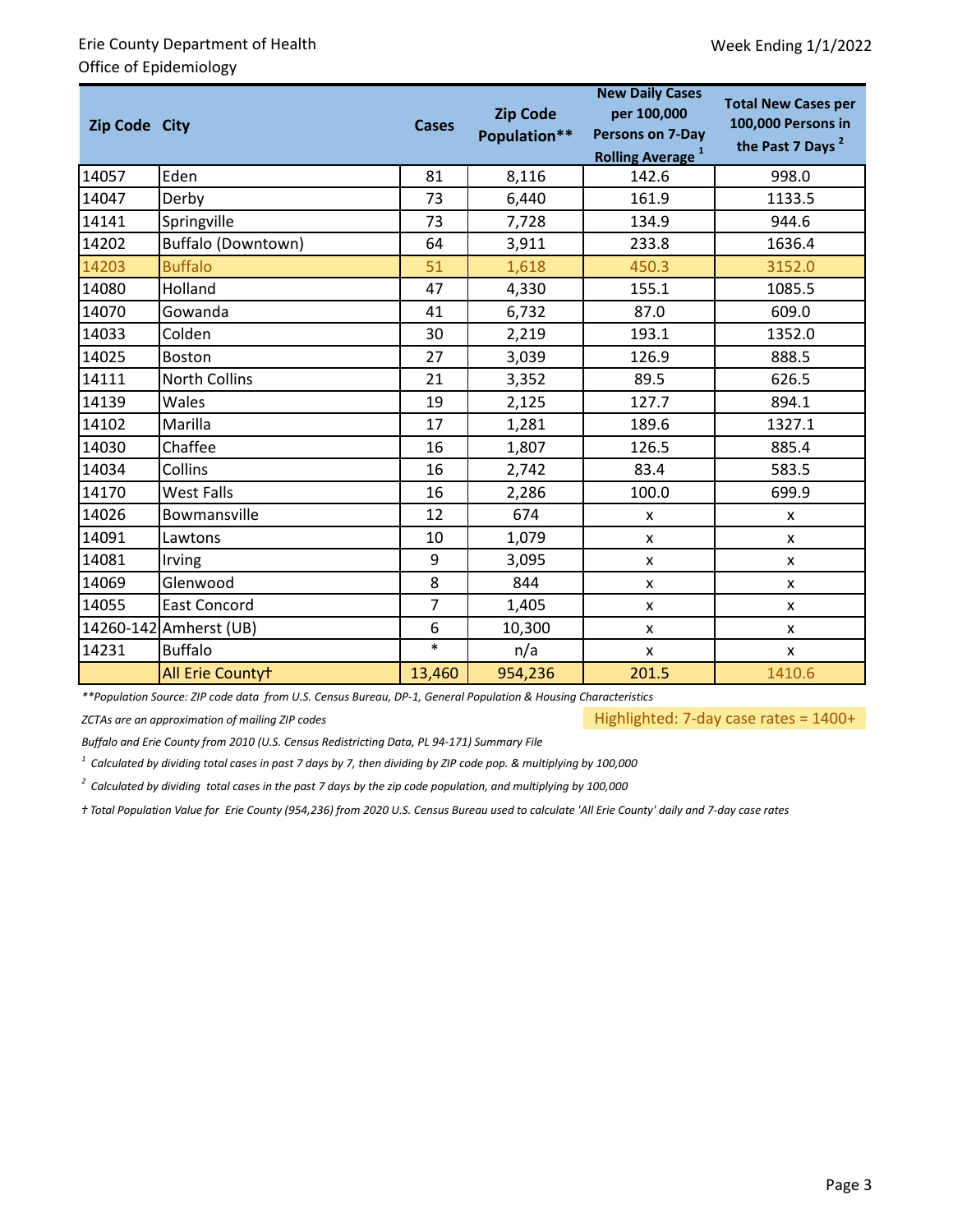Erie County Department of Health
Office of Epidemiology

Week Ending 1/1/2022

| Zip Code | City | Cases | Zip Code Population** | New Daily Cases per 100,000 Persons on 7-Day Rolling Average [1] | Total New Cases per 100,000 Persons in the Past 7 Days [2] |
|---|---|---|---|---|---|
| 14057 | Eden | 81 | 8,116 | 142.6 | 998.0 |
| 14047 | Derby | 73 | 6,440 | 161.9 | 1133.5 |
| 14141 | Springville | 73 | 7,728 | 134.9 | 944.6 |
| 14202 | Buffalo (Downtown) | 64 | 3,911 | 233.8 | 1636.4 |
| 14203 | Buffalo | 51 | 1,618 | 450.3 | 3152.0 |
| 14080 | Holland | 47 | 4,330 | 155.1 | 1085.5 |
| 14070 | Gowanda | 41 | 6,732 | 87.0 | 609.0 |
| 14033 | Colden | 30 | 2,219 | 193.1 | 1352.0 |
| 14025 | Boston | 27 | 3,039 | 126.9 | 888.5 |
| 14111 | North Collins | 21 | 3,352 | 89.5 | 626.5 |
| 14139 | Wales | 19 | 2,125 | 127.7 | 894.1 |
| 14102 | Marilla | 17 | 1,281 | 189.6 | 1327.1 |
| 14030 | Chaffee | 16 | 1,807 | 126.5 | 885.4 |
| 14034 | Collins | 16 | 2,742 | 83.4 | 583.5 |
| 14170 | West Falls | 16 | 2,286 | 100.0 | 699.9 |
| 14026 | Bowmansville | 12 | 674 | x | x |
| 14091 | Lawtons | 10 | 1,079 | x | x |
| 14081 | Irving | 9 | 3,095 | x | x |
| 14069 | Glenwood | 8 | 844 | x | x |
| 14055 | East Concord | 7 | 1,405 | x | x |
| 14260-142 | Amherst (UB) | 6 | 10,300 | x | x |
| 14231 | Buffalo | * | n/a | x | x |
| | All Erie County† | 13,460 | 954,236 | 201.5 | 1410.6 |

*\*\*Population Source: ZIP code data from U.S. Census Bureau, DP-1, General Population & Housing Characteristics*

*ZCTAs are an approximation of mailing ZIP codes*

Highlighted: 7-day case rates = 1400+

*Buffalo and Erie County from 2010 (U.S. Census Redistricting Data, PL 94-171) Summary File*

*[1] Calculated by dividing total cases in past 7 days by 7, then dividing by ZIP code pop. & multiplying by 100,000*

*[2] Calculated by dividing total cases in the past 7 days by the zip code population, and multiplying by 100,000*

*† Total Population Value for Erie County (954,236) from 2020 U.S. Census Bureau used to calculate 'All Erie County' daily and 7-day case rates*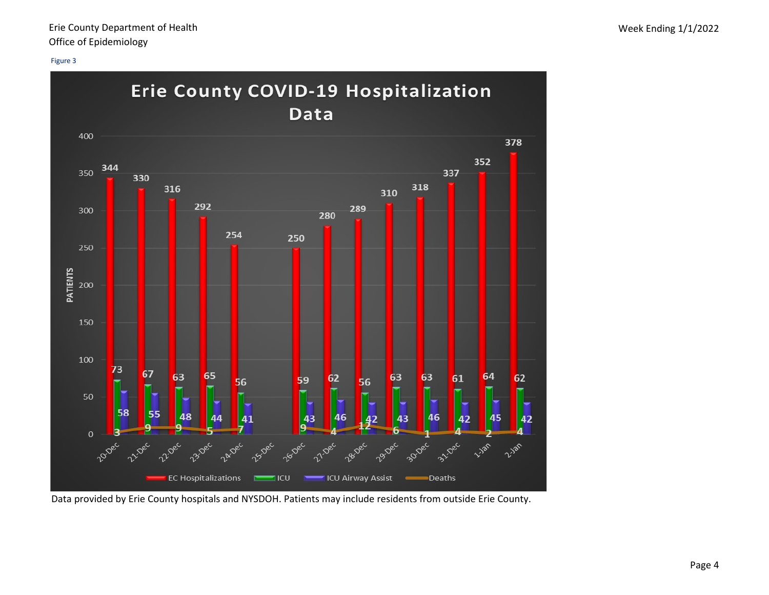Figure 3

## Erie County COVID-19 Hospitalization Data

| Date | EC Hospitalizations | ICU | ICU Airway Assist | Deaths |
|---|---|---|---|---|
| 20-Dec | 344 | 73 | 58 | 3 |
| 21-Dec | 330 | 67 | 55 | 9 |
| 22-Dec | 316 | 63 | 48 | 9 |
| 23-Dec | 292 | 65 | 44 | 5 |
| 24-Dec | 254 | 56 | 41 | 7 |
| 25-Dec | | | | |
| 26-Dec | 250 | 59 | 43 | 9 |
| 27-Dec | 280 | 62 | 46 | 4 |
| 28-Dec | 289 | 56 | 42 | 12 |
| 29-Dec | 310 | 63 | 43 | 6 |
| 30-Dec | 318 | 63 | 46 | 1 |
| 31-Dec | 337 | 61 | 42 | 4 |
| 1-Jan | 352 | 64 | 45 | 2 |
| 2-Jan | 378 | 62 | 42 | 4 |

Data provided by Erie County hospitals and NYSDOH. Patients may include residents from outside Erie County.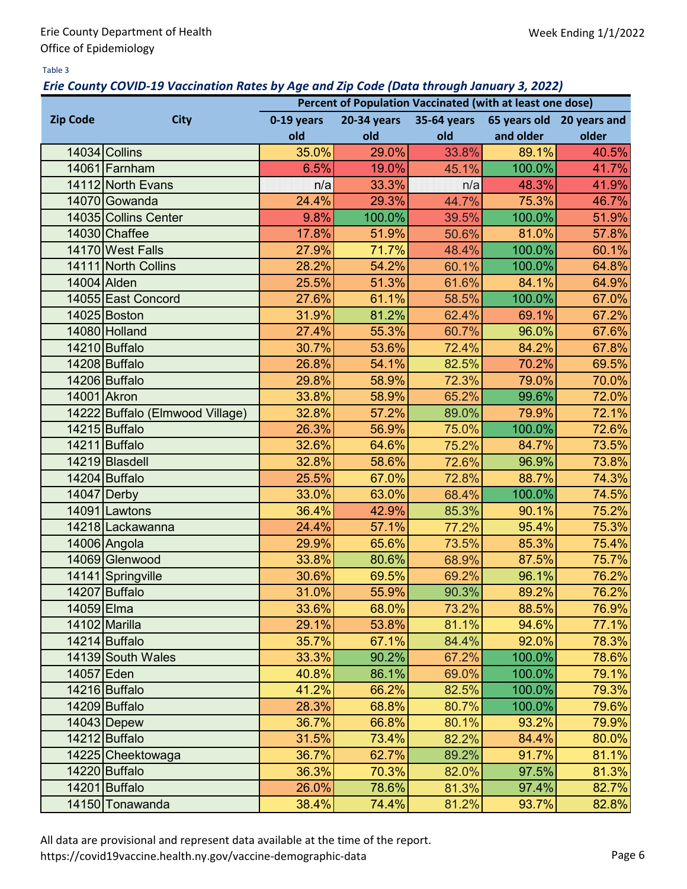Erie County Department of Health
Office of Epidemiology

Week Ending 1/1/2022

Table 3

### *Erie County COVID-19 Vaccination Rates by Age and Zip Code (Data through January 3, 2022)*

| Zip Code | City | Percent of Population Vaccinated (with at least one dose) | | | | |
|---|---|---|---|---|---|---|
| | | 0-19 years old | 20-34 years old | 35-64 years old | 65 years old and older | 20 years and older |
| 14034 | Collins | 35.0% | 29.0% | 33.8% | 89.1% | 40.5% |
| 14061 | Farnham | 6.5% | 19.0% | 45.1% | 100.0% | 41.7% |
| 14112 | North Evans | n/a | 33.3% | n/a | 48.3% | 41.9% |
| 14070 | Gowanda | 24.4% | 29.3% | 44.7% | 75.3% | 46.7% |
| 14035 | Collins Center | 9.8% | 100.0% | 39.5% | 100.0% | 51.9% |
| 14030 | Chaffee | 17.8% | 51.9% | 50.6% | 81.0% | 57.8% |
| 14170 | West Falls | 27.9% | 71.7% | 48.4% | 100.0% | 60.1% |
| 14111 | North Collins | 28.2% | 54.2% | 60.1% | 100.0% | 64.8% |
| 14004 | Alden | 25.5% | 51.3% | 61.6% | 84.1% | 64.9% |
| 14055 | East Concord | 27.6% | 61.1% | 58.5% | 100.0% | 67.0% |
| 14025 | Boston | 31.9% | 81.2% | 62.4% | 69.1% | 67.2% |
| 14080 | Holland | 27.4% | 55.3% | 60.7% | 96.0% | 67.6% |
| 14210 | Buffalo | 30.7% | 53.6% | 72.4% | 84.2% | 67.8% |
| 14208 | Buffalo | 26.8% | 54.1% | 82.5% | 70.2% | 69.5% |
| 14206 | Buffalo | 29.8% | 58.9% | 72.3% | 79.0% | 70.0% |
| 14001 | Akron | 33.8% | 58.9% | 65.2% | 99.6% | 72.0% |
| 14222 | Buffalo (Elmwood Village) | 32.8% | 57.2% | 89.0% | 79.9% | 72.1% |
| 14215 | Buffalo | 26.3% | 56.9% | 75.0% | 100.0% | 72.6% |
| 14211 | Buffalo | 32.6% | 64.6% | 75.2% | 84.7% | 73.5% |
| 14219 | Blasdell | 32.8% | 58.6% | 72.6% | 96.9% | 73.8% |
| 14204 | Buffalo | 25.5% | 67.0% | 72.8% | 88.7% | 74.3% |
| 14047 | Derby | 33.0% | 63.0% | 68.4% | 100.0% | 74.5% |
| 14091 | Lawtons | 36.4% | 42.9% | 85.3% | 90.1% | 75.2% |
| 14218 | Lackawanna | 24.4% | 57.1% | 77.2% | 95.4% | 75.3% |
| 14006 | Angola | 29.9% | 65.6% | 73.5% | 85.3% | 75.4% |
| 14069 | Glenwood | 33.8% | 80.6% | 68.9% | 87.5% | 75.7% |
| 14141 | Springville | 30.6% | 69.5% | 69.2% | 96.1% | 76.2% |
| 14207 | Buffalo | 31.0% | 55.9% | 90.3% | 89.2% | 76.2% |
| 14059 | Elma | 33.6% | 68.0% | 73.2% | 88.5% | 76.9% |
| 14102 | Marilla | 29.1% | 53.8% | 81.1% | 94.6% | 77.1% |
| 14214 | Buffalo | 35.7% | 67.1% | 84.4% | 92.0% | 78.3% |
| 14139 | South Wales | 33.3% | 90.2% | 67.2% | 100.0% | 78.6% |
| 14057 | Eden | 40.8% | 86.1% | 69.0% | 100.0% | 79.1% |
| 14216 | Buffalo | 41.2% | 66.2% | 82.5% | 100.0% | 79.3% |
| 14209 | Buffalo | 28.3% | 68.8% | 80.7% | 100.0% | 79.6% |
| 14043 | Depew | 36.7% | 66.8% | 80.1% | 93.2% | 79.9% |
| 14212 | Buffalo | 31.5% | 73.4% | 82.2% | 84.4% | 80.0% |
| 14225 | Cheektowaga | 36.7% | 62.7% | 89.2% | 91.7% | 81.1% |
| 14220 | Buffalo | 36.3% | 70.3% | 82.0% | 97.5% | 81.3% |
| 14201 | Buffalo | 26.0% | 78.6% | 81.3% | 97.4% | 82.7% |
| 14150 | Tonawanda | 38.4% | 74.4% | 81.2% | 93.7% | 82.8% |

All data are provisional and represent data available at the time of the report.
https://covid19vaccine.health.ny.gov/vaccine-demographic-data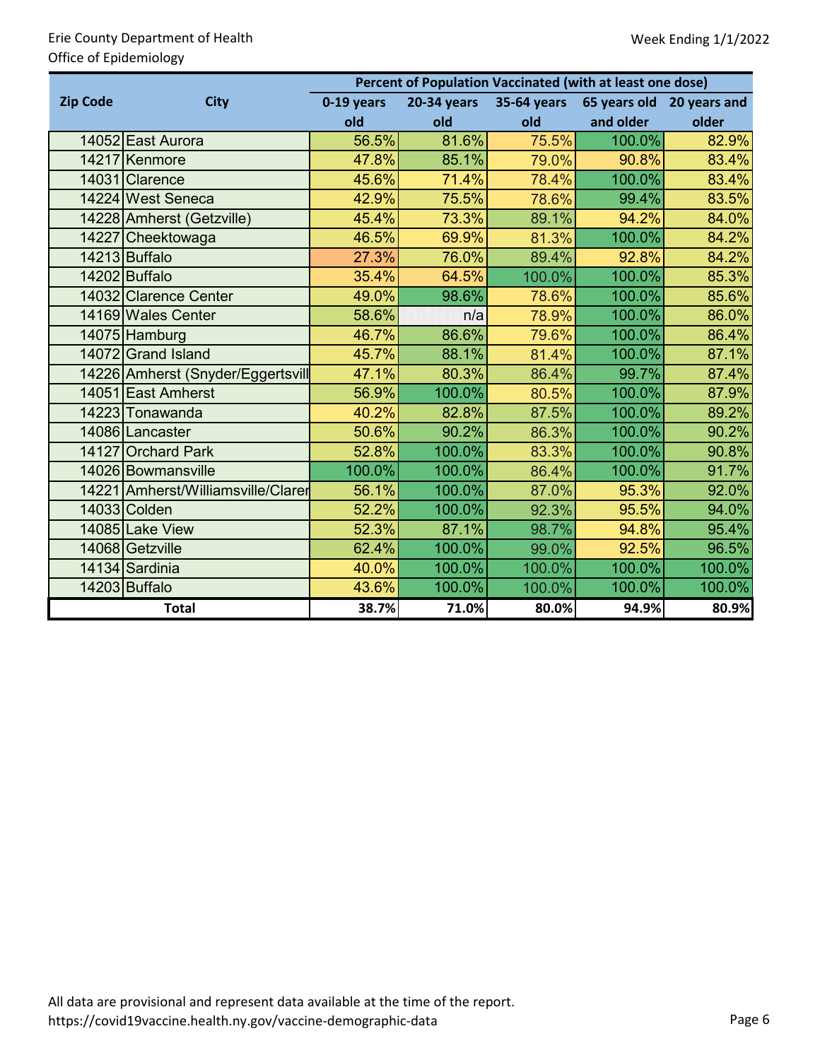Erie County Department of Health
Office of Epidemiology

Week Ending 1/1/2022

| Zip Code | City | Percent of Population Vaccinated (with at least one dose) | | | | |
|---|---|---|---|---|---|---|
| | | 0-19 years old | 20-34 years old | 35-64 years old | 65 years old and older | 20 years and older |
| 14052 | East Aurora | 56.5% | 81.6% | 75.5% | 100.0% | 82.9% |
| 14217 | Kenmore | 47.8% | 85.1% | 79.0% | 90.8% | 83.4% |
| 14031 | Clarence | 45.6% | 71.4% | 78.4% | 100.0% | 83.4% |
| 14224 | West Seneca | 42.9% | 75.5% | 78.6% | 99.4% | 83.5% |
| 14228 | Amherst (Getzville) | 45.4% | 73.3% | 89.1% | 94.2% | 84.0% |
| 14227 | Cheektowaga | 46.5% | 69.9% | 81.3% | 100.0% | 84.2% |
| 14213 | Buffalo | 27.3% | 76.0% | 89.4% | 92.8% | 84.2% |
| 14202 | Buffalo | 35.4% | 64.5% | 100.0% | 100.0% | 85.3% |
| 14032 | Clarence Center | 49.0% | 98.6% | 78.6% | 100.0% | 85.6% |
| 14169 | Wales Center | 58.6% | n/a | 78.9% | 100.0% | 86.0% |
| 14075 | Hamburg | 46.7% | 86.6% | 79.6% | 100.0% | 86.4% |
| 14072 | Grand Island | 45.7% | 88.1% | 81.4% | 100.0% | 87.1% |
| 14226 | Amherst (Snyder/Eggertsvill | 47.1% | 80.3% | 86.4% | 99.7% | 87.4% |
| 14051 | East Amherst | 56.9% | 100.0% | 80.5% | 100.0% | 87.9% |
| 14223 | Tonawanda | 40.2% | 82.8% | 87.5% | 100.0% | 89.2% |
| 14086 | Lancaster | 50.6% | 90.2% | 86.3% | 100.0% | 90.2% |
| 14127 | Orchard Park | 52.8% | 100.0% | 83.3% | 100.0% | 90.8% |
| 14026 | Bowmansville | 100.0% | 100.0% | 86.4% | 100.0% | 91.7% |
| 14221 | Amherst/Williamsville/Clarer | 56.1% | 100.0% | 87.0% | 95.3% | 92.0% |
| 14033 | Colden | 52.2% | 100.0% | 92.3% | 95.5% | 94.0% |
| 14085 | Lake View | 52.3% | 87.1% | 98.7% | 94.8% | 95.4% |
| 14068 | Getzville | 62.4% | 100.0% | 99.0% | 92.5% | 96.5% |
| 14134 | Sardinia | 40.0% | 100.0% | 100.0% | 100.0% | 100.0% |
| 14203 | Buffalo | 43.6% | 100.0% | 100.0% | 100.0% | 100.0% |
| **Total** | | **38.7%** | **71.0%** | **80.0%** | **94.9%** | **80.9%** |

All data are provisional and represent data available at the time of the report.
https://covid19vaccine.health.ny.gov/vaccine-demographic-data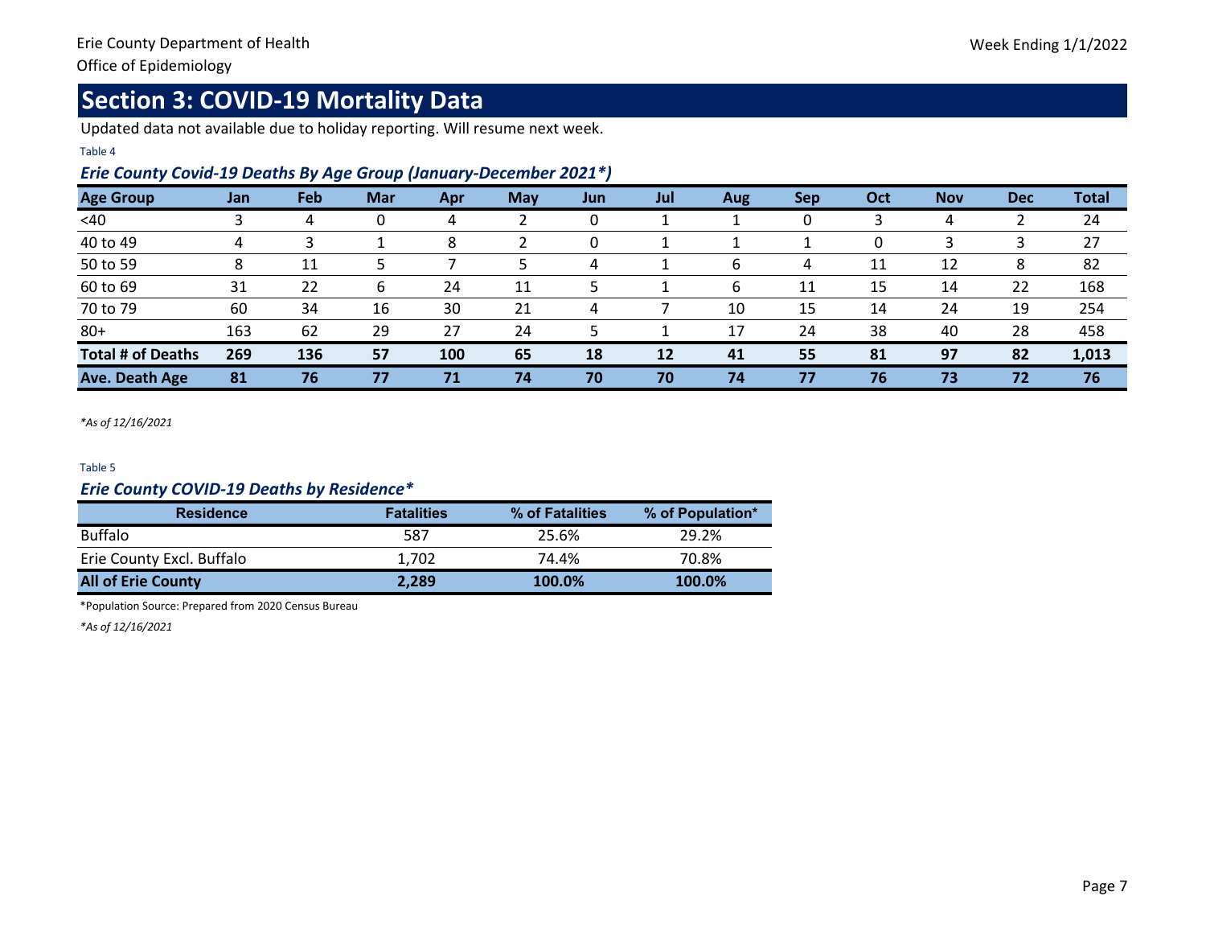Erie County Department of Health
Office of Epidemiology

Week Ending 1/1/2022

# Section 3: COVID-19 Mortality Data

Updated data not available due to holiday reporting. Will resume next week.

Table 4

### *Erie County Covid-19 Deaths By Age Group (January-December 2021*)*

| Age Group | Jan | Feb | Mar | Apr | May | Jun | Jul | Aug | Sep | Oct | Nov | Dec | Total |
|---|---|---|---|---|---|---|---|---|---|---|---|---|---|
| <40 | 3 | 4 | 0 | 4 | 2 | 0 | 1 | 1 | 0 | 3 | 4 | 2 | 24 |
| 40 to 49 | 4 | 3 | 1 | 8 | 2 | 0 | 1 | 1 | 1 | 0 | 3 | 3 | 27 |
| 50 to 59 | 8 | 11 | 5 | 7 | 5 | 4 | 1 | 6 | 4 | 11 | 12 | 8 | 82 |
| 60 to 69 | 31 | 22 | 6 | 24 | 11 | 5 | 1 | 6 | 11 | 15 | 14 | 22 | 168 |
| 70 to 79 | 60 | 34 | 16 | 30 | 21 | 4 | 7 | 10 | 15 | 14 | 24 | 19 | 254 |
| 80+ | 163 | 62 | 29 | 27 | 24 | 5 | 1 | 17 | 24 | 38 | 40 | 28 | 458 |
| **Total # of Deaths** | **269** | **136** | **57** | **100** | **65** | **18** | **12** | **41** | **55** | **81** | **97** | **82** | **1,013** |
| **Ave. Death Age** | **81** | **76** | **77** | **71** | **74** | **70** | **70** | **74** | **77** | **76** | **73** | **72** | **76** |

*\*As of 12/16/2021*

Table 5

### *Erie County COVID-19 Deaths by Residence*\**

| Residence | Fatalities | % of Fatalities | % of Population* |
|---|---|---|---|
| Buffalo | 587 | 25.6% | 29.2% |
| Erie County Excl. Buffalo | 1,702 | 74.4% | 70.8% |
| **All of Erie County** | **2,289** | **100.0%** | **100.0%** |

*Population Source: Prepared from 2020 Census Bureau

*\*As of 12/16/2021*